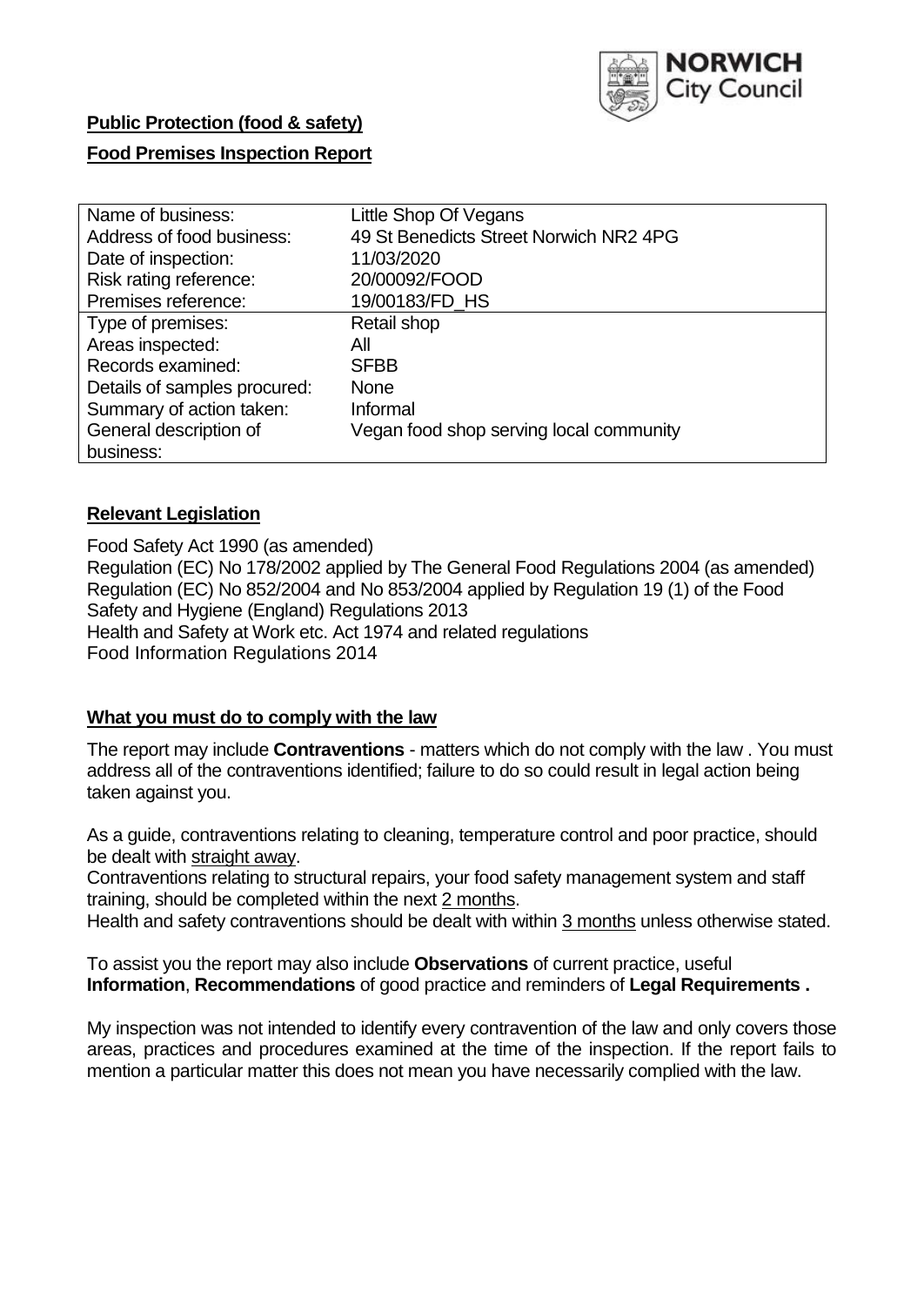NORWICH City Council

**Public Protection (food & safety)**

**Food Premises Inspection Report**

| Name of business: | Little Shop Of Vegans |
|---|---|
| Address of food business: | 49 St Benedicts Street Norwich NR2 4PG |
| Date of inspection: | 11/03/2020 |
| Risk rating reference: | 20/00092/FOOD |
| Premises reference: | 19/00183/FD_HS |
| Type of premises: | Retail shop |
| Areas inspected: | All |
| Records examined: | SFBB |
| Details of samples procured: | None |
| Summary of action taken: | Informal |
| General description of business: | Vegan food shop serving local community |

## Relevant Legislation

Food Safety Act 1990 (as amended)
Regulation (EC) No 178/2002 applied by The General Food Regulations 2004 (as amended)
Regulation (EC) No 852/2004 and No 853/2004 applied by Regulation 19 (1) of the Food Safety and Hygiene (England) Regulations 2013
Health and Safety at Work etc. Act 1974 and related regulations
Food Information Regulations 2014

## What you must do to comply with the law

The report may include **Contraventions** - matters which do not comply with the law . You must address all of the contraventions identified; failure to do so could result in legal action being taken against you.

As a guide, contraventions relating to cleaning, temperature control and poor practice, should be dealt with straight away.

Contraventions relating to structural repairs, your food safety management system and staff training, should be completed within the next 2 months.

Health and safety contraventions should be dealt with within 3 months unless otherwise stated.

To assist you the report may also include **Observations** of current practice, useful **Information**, **Recommendations** of good practice and reminders of **Legal Requirements .**

My inspection was not intended to identify every contravention of the law and only covers those areas, practices and procedures examined at the time of the inspection. If the report fails to mention a particular matter this does not mean you have necessarily complied with the law.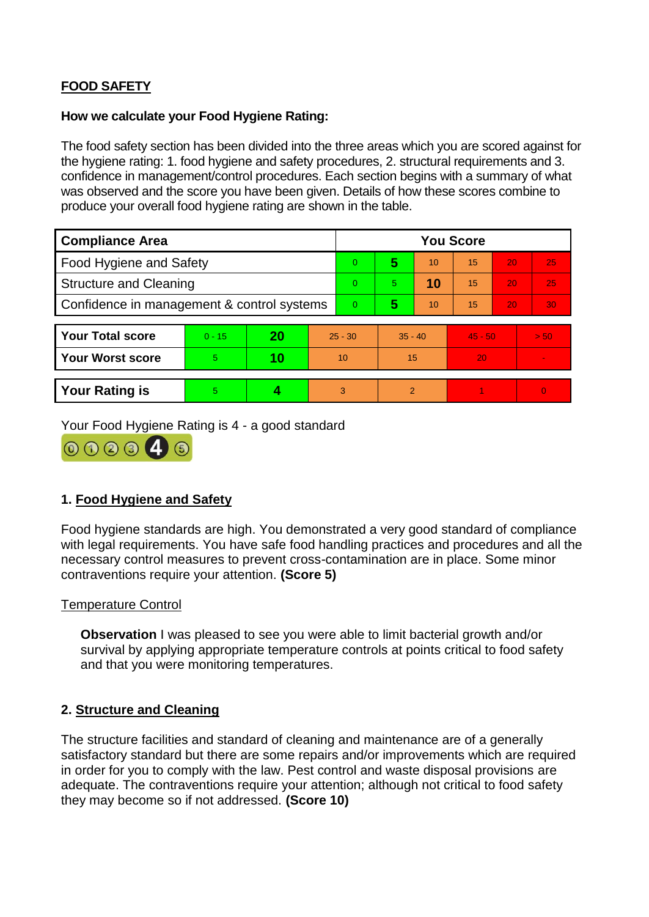**FOOD SAFETY**

**How we calculate your Food Hygiene Rating:**

The food safety section has been divided into the three areas which you are scored against for the hygiene rating: 1. food hygiene and safety procedures, 2. structural requirements and 3. confidence in management/control procedures. Each section begins with a summary of what was observed and the score you have been given. Details of how these scores combine to produce your overall food hygiene rating are shown in the table.

| Compliance Area | You Score | | | | | |
|---|---|---|---|---|---|---|
| Food Hygiene and Safety | 0 | **5** | 10 | 15 | 20 | 25 |
| Structure and Cleaning | 0 | 5 | **10** | 15 | 20 | 25 |
| Confidence in management & control systems | 0 | **5** | 10 | 15 | 20 | 30 |

| | | | | | | |
|---|---|---|---|---|---|---|
| **Your Total score** | 0 - 15 | **20** | 25 - 30 | 35 - 40 | 45 - 50 | > 50 |
| **Your Worst score** | 5 | **10** | 10 | 15 | 20 | - |

| | | | | | | |
|---|---|---|---|---|---|---|
| **Your Rating is** | 5 | **4** | 3 | 2 | 1 | 0 |

Your Food Hygiene Rating is 4 - a good standard

## 1. Food Hygiene and Safety

Food hygiene standards are high. You demonstrated a very good standard of compliance with legal requirements. You have safe food handling practices and procedures and all the necessary control measures to prevent cross-contamination are in place. Some minor contraventions require your attention. **(Score 5)**

Temperature Control

**Observation** I was pleased to see you were able to limit bacterial growth and/or survival by applying appropriate temperature controls at points critical to food safety and that you were monitoring temperatures.

## 2. Structure and Cleaning

The structure facilities and standard of cleaning and maintenance are of a generally satisfactory standard but there are some repairs and/or improvements which are required in order for you to comply with the law. Pest control and waste disposal provisions are adequate. The contraventions require your attention; although not critical to food safety they may become so if not addressed. **(Score 10)**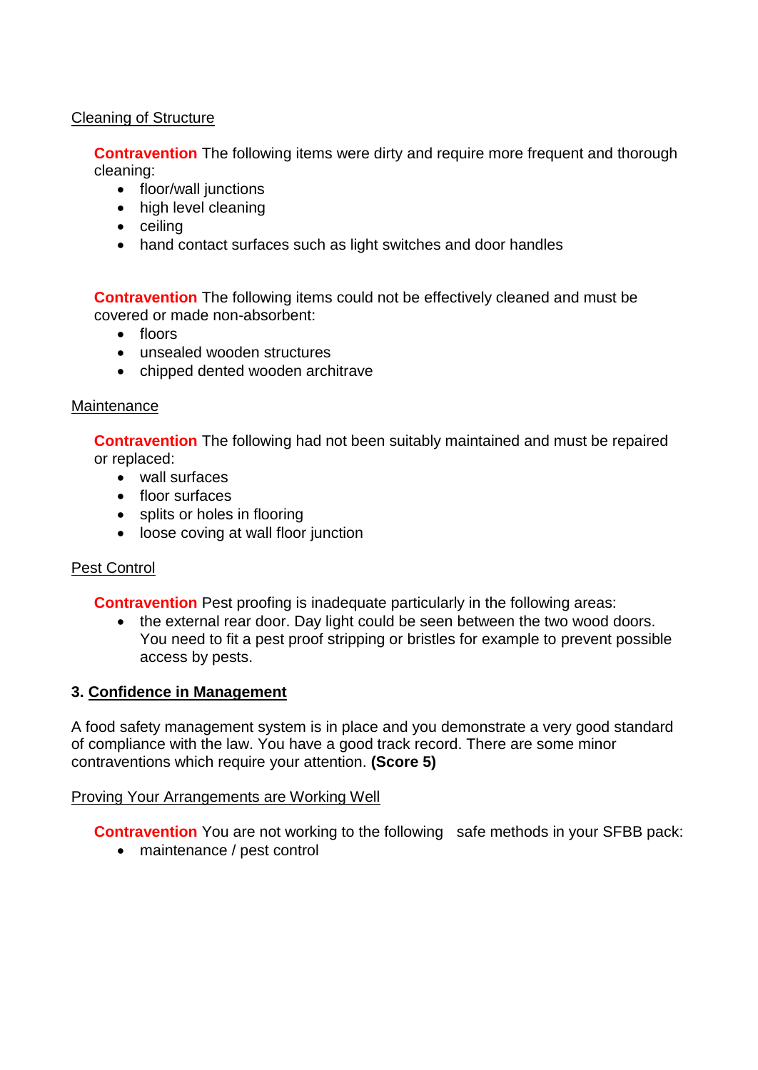Cleaning of Structure

**Contravention** The following items were dirty and require more frequent and thorough cleaning:

- floor/wall junctions
- high level cleaning
- ceiling
- hand contact surfaces such as light switches and door handles

**Contravention** The following items could not be effectively cleaned and must be covered or made non-absorbent:

- floors
- unsealed wooden structures
- chipped dented wooden architrave

Maintenance

**Contravention** The following had not been suitably maintained and must be repaired or replaced:

- wall surfaces
- floor surfaces
- splits or holes in flooring
- loose coving at wall floor junction

Pest Control

**Contravention** Pest proofing is inadequate particularly in the following areas:

- the external rear door. Day light could be seen between the two wood doors. You need to fit a pest proof stripping or bristles for example to prevent possible access by pests.

## 3. Confidence in Management

A food safety management system is in place and you demonstrate a very good standard of compliance with the law. You have a good track record. There are some minor contraventions which require your attention. **(Score 5)**

Proving Your Arrangements are Working Well

**Contravention** You are not working to the following safe methods in your SFBB pack:

- maintenance / pest control